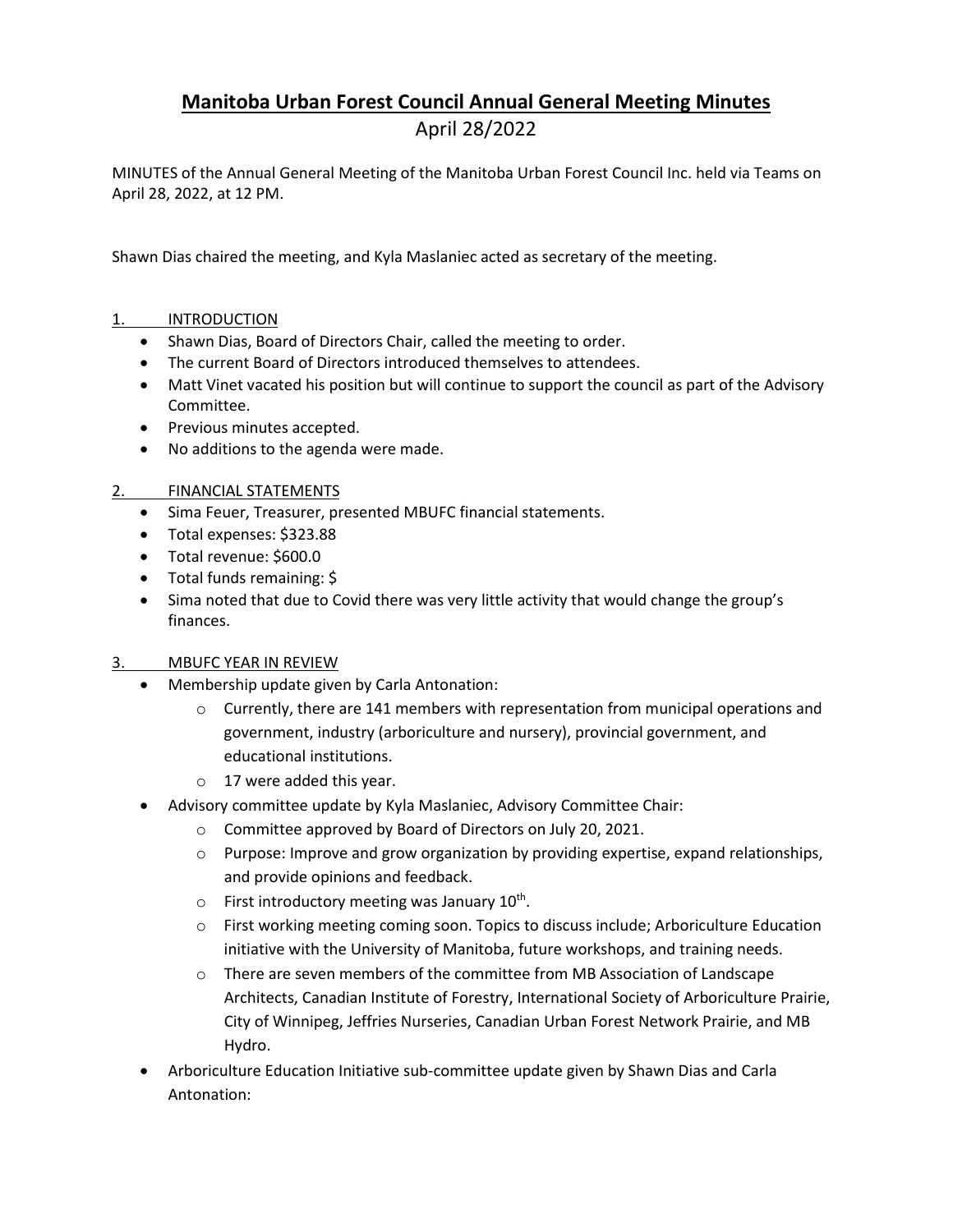# Manitoba Urban Forest Council Annual General Meeting Minutes

April 28/2022

MINUTES of the Annual General Meeting of the Manitoba Urban Forest Council Inc. held via Teams on April 28, 2022, at 12 PM.

Shawn Dias chaired the meeting, and Kyla Maslaniec acted as secretary of the meeting.

## 1. INTRODUCTION

- Shawn Dias, Board of Directors Chair, called the meeting to order.
- The current Board of Directors introduced themselves to attendees.
- Matt Vinet vacated his position but will continue to support the council as part of the Advisory Committee.
- Previous minutes accepted.
- No additions to the agenda were made.

## 2. FINANCIAL STATEMENTS

- Sima Feuer, Treasurer, presented MBUFC financial statements.
- Total expenses: $323.88
- Total revenue: $600.0
- Total funds remaining: $
- Sima noted that due to Covid there was very little activity that would change the group's finances.

## 3. MBUFC YEAR IN REVIEW

- Membership update given by Carla Antonation:
  - Currently, there are 141 members with representation from municipal operations and government, industry (arboriculture and nursery), provincial government, and educational institutions.
  - 17 were added this year.
- Advisory committee update by Kyla Maslaniec, Advisory Committee Chair:
  - Committee approved by Board of Directors on July 20, 2021.
  - Purpose: Improve and grow organization by providing expertise, expand relationships, and provide opinions and feedback.
  - First introductory meeting was January 10th.
  - First working meeting coming soon. Topics to discuss include; Arboriculture Education initiative with the University of Manitoba, future workshops, and training needs.
  - There are seven members of the committee from MB Association of Landscape Architects, Canadian Institute of Forestry, International Society of Arboriculture Prairie, City of Winnipeg, Jeffries Nurseries, Canadian Urban Forest Network Prairie, and MB Hydro.
- Arboriculture Education Initiative sub-committee update given by Shawn Dias and Carla Antonation: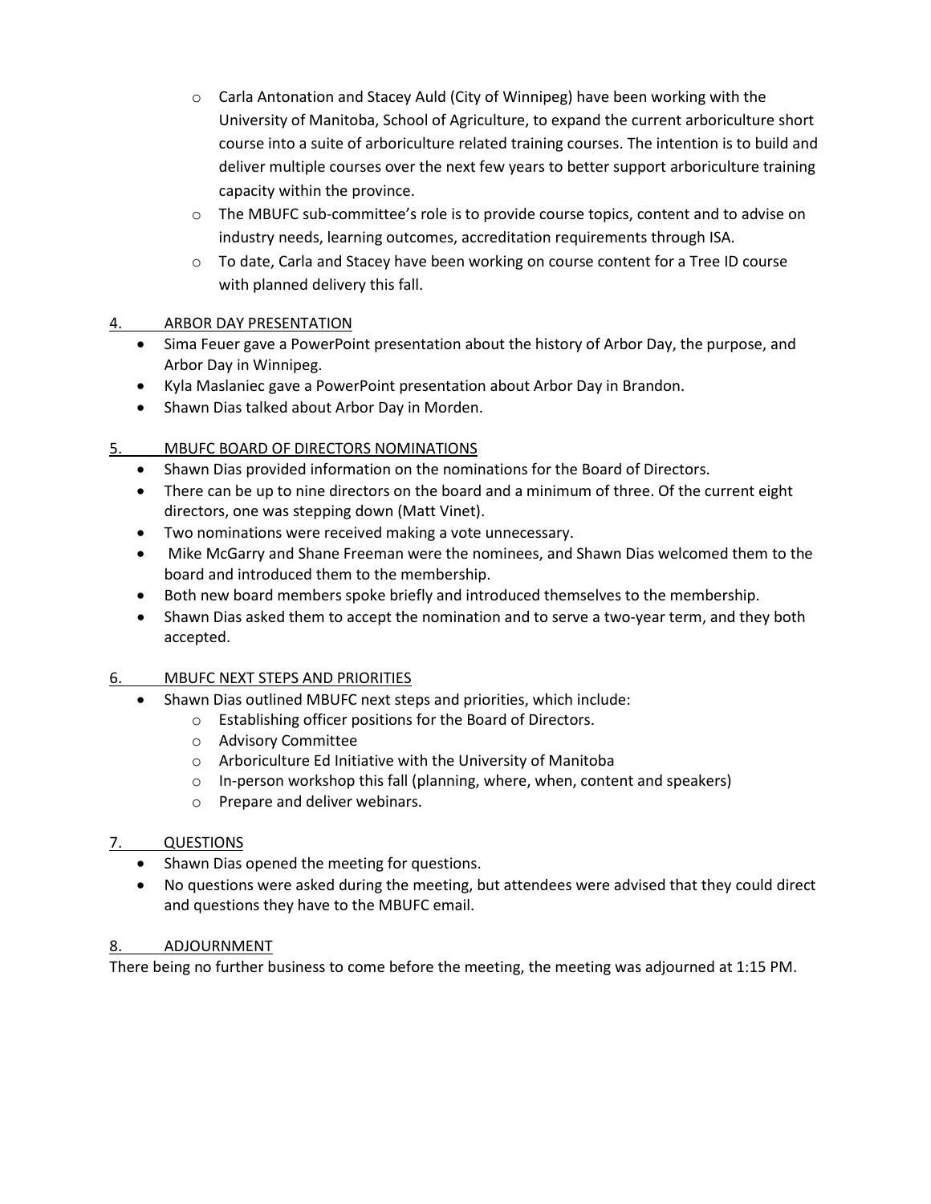- Carla Antonation and Stacey Auld (City of Winnipeg) have been working with the University of Manitoba, School of Agriculture, to expand the current arboriculture short course into a suite of arboriculture related training courses. The intention is to build and deliver multiple courses over the next few years to better support arboriculture training capacity within the province.
  - The MBUFC sub-committee's role is to provide course topics, content and to advise on industry needs, learning outcomes, accreditation requirements through ISA.
  - To date, Carla and Stacey have been working on course content for a Tree ID course with planned delivery this fall.

<u>4. ARBOR DAY PRESENTATION</u>

- Sima Feuer gave a PowerPoint presentation about the history of Arbor Day, the purpose, and Arbor Day in Winnipeg.
- Kyla Maslaniec gave a PowerPoint presentation about Arbor Day in Brandon.
- Shawn Dias talked about Arbor Day in Morden.

<u>5. MBUFC BOARD OF DIRECTORS NOMINATIONS</u>

- Shawn Dias provided information on the nominations for the Board of Directors.
- There can be up to nine directors on the board and a minimum of three. Of the current eight directors, one was stepping down (Matt Vinet).
- Two nominations were received making a vote unnecessary.
- Mike McGarry and Shane Freeman were the nominees, and Shawn Dias welcomed them to the board and introduced them to the membership.
- Both new board members spoke briefly and introduced themselves to the membership.
- Shawn Dias asked them to accept the nomination and to serve a two-year term, and they both accepted.

<u>6. MBUFC NEXT STEPS AND PRIORITIES</u>

- Shawn Dias outlined MBUFC next steps and priorities, which include:
  - Establishing officer positions for the Board of Directors.
  - Advisory Committee
  - Arboriculture Ed Initiative with the University of Manitoba
  - In-person workshop this fall (planning, where, when, content and speakers)
  - Prepare and deliver webinars.

<u>7. QUESTIONS</u>

- Shawn Dias opened the meeting for questions.
- No questions were asked during the meeting, but attendees were advised that they could direct and questions they have to the MBUFC email.

<u>8. ADJOURNMENT</u>

There being no further business to come before the meeting, the meeting was adjourned at 1:15 PM.